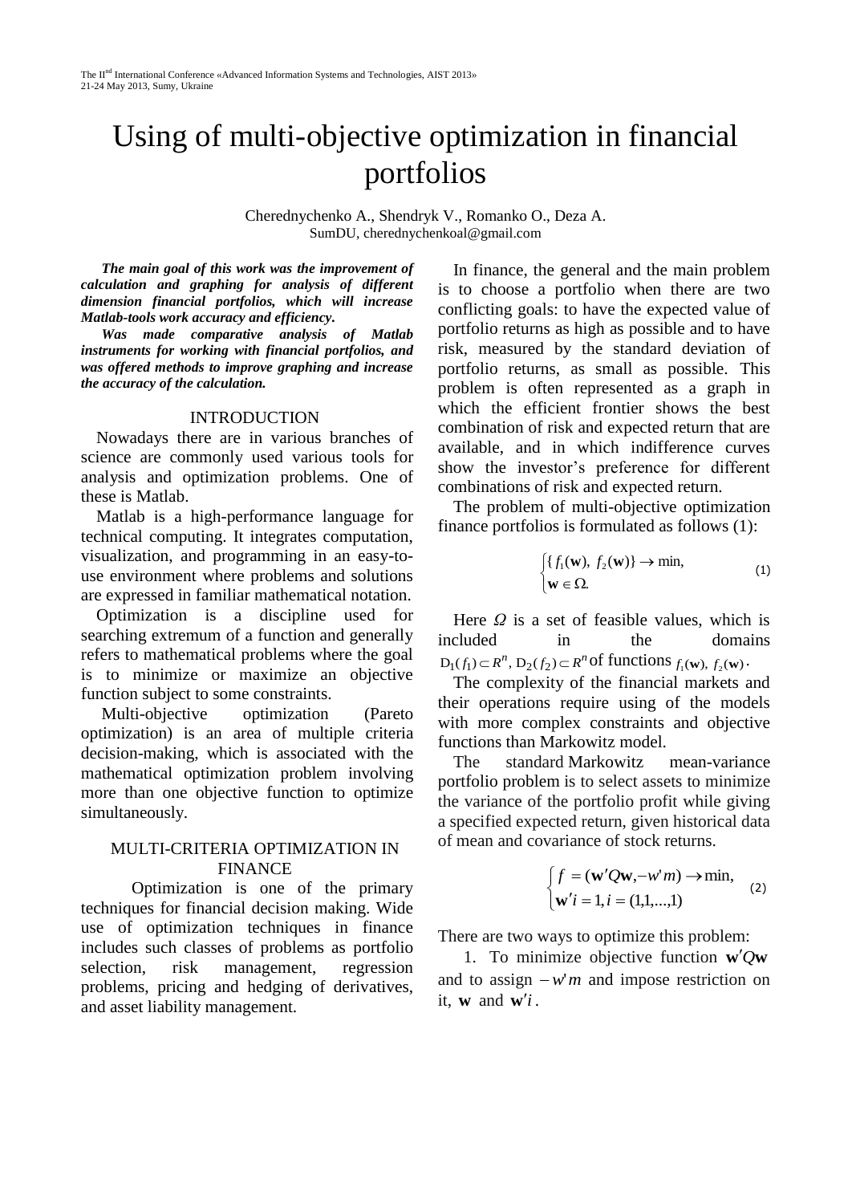# Using of multi-objective optimization in financial portfolios

Cherednychenko A., Shendryk V., Romanko O., Deza A.
SumDU, cherednychenkoal@gmail.com

***The main goal of this work was the improvement of calculation and graphing for analysis of different dimension financial portfolios, which will increase Matlab-tools work accuracy and efficiency.***

***Was made comparative analysis of Matlab instruments for working with financial portfolios, and was offered methods to improve graphing and increase the accuracy of the calculation.***

## INTRODUCTION

Nowadays there are in various branches of science are commonly used various tools for analysis and optimization problems. One of these is Matlab.

Matlab is a high-performance language for technical computing. It integrates computation, visualization, and programming in an easy-to-use environment where problems and solutions are expressed in familiar mathematical notation.

Optimization is a discipline used for searching extremum of a function and generally refers to mathematical problems where the goal is to minimize or maximize an objective function subject to some constraints.

Multi-objective optimization (Pareto optimization) is an area of multiple criteria decision-making, which is associated with the mathematical optimization problem involving more than one objective function to optimize simultaneously.

## MULTI-CRITERIA OPTIMIZATION IN FINANCE

Optimization is one of the primary techniques for financial decision making. Wide use of optimization techniques in finance includes such classes of problems as portfolio selection, risk management, regression problems, pricing and hedging of derivatives, and asset liability management.

In finance, the general and the main problem is to choose a portfolio when there are two conflicting goals: to have the expected value of portfolio returns as high as possible and to have risk, measured by the standard deviation of portfolio returns, as small as possible. This problem is often represented as a graph in which the efficient frontier shows the best combination of risk and expected return that are available, and in which indifference curves show the investor's preference for different combinations of risk and expected return.

The problem of multi-objective optimization finance portfolios is formulated as follows (1):

$$\begin{cases} \{f_1(\mathbf{w}),\ f_2(\mathbf{w})\} \to \min, \\ \mathbf{w} \in \Omega. \end{cases} \quad (1)$$

Here $\Omega$ is a set of feasible values, which is included in the domains $D_1(f_1) \subset R^n,\ D_2(f_2) \subset R^n$ of functions $f_1(\mathbf{w}),\ f_2(\mathbf{w})$.

The complexity of the financial markets and their operations require using of the models with more complex constraints and objective functions than Markowitz model.

The standard Markowitz mean-variance portfolio problem is to select assets to minimize the variance of the portfolio profit while giving a specified expected return, given historical data of mean and covariance of stock returns.

$$\begin{cases} f = (\mathbf{w}'Q\mathbf{w}, -w'm) \to \min, \\ \mathbf{w}'i = 1, i = (1,1,...,1) \end{cases} \quad (2)$$

There are two ways to optimize this problem:

1. To minimize objective function $\mathbf{w}'Q\mathbf{w}$ and to assign $-w'm$ and impose restriction on it, $\mathbf{w}$ and $\mathbf{w}'i$.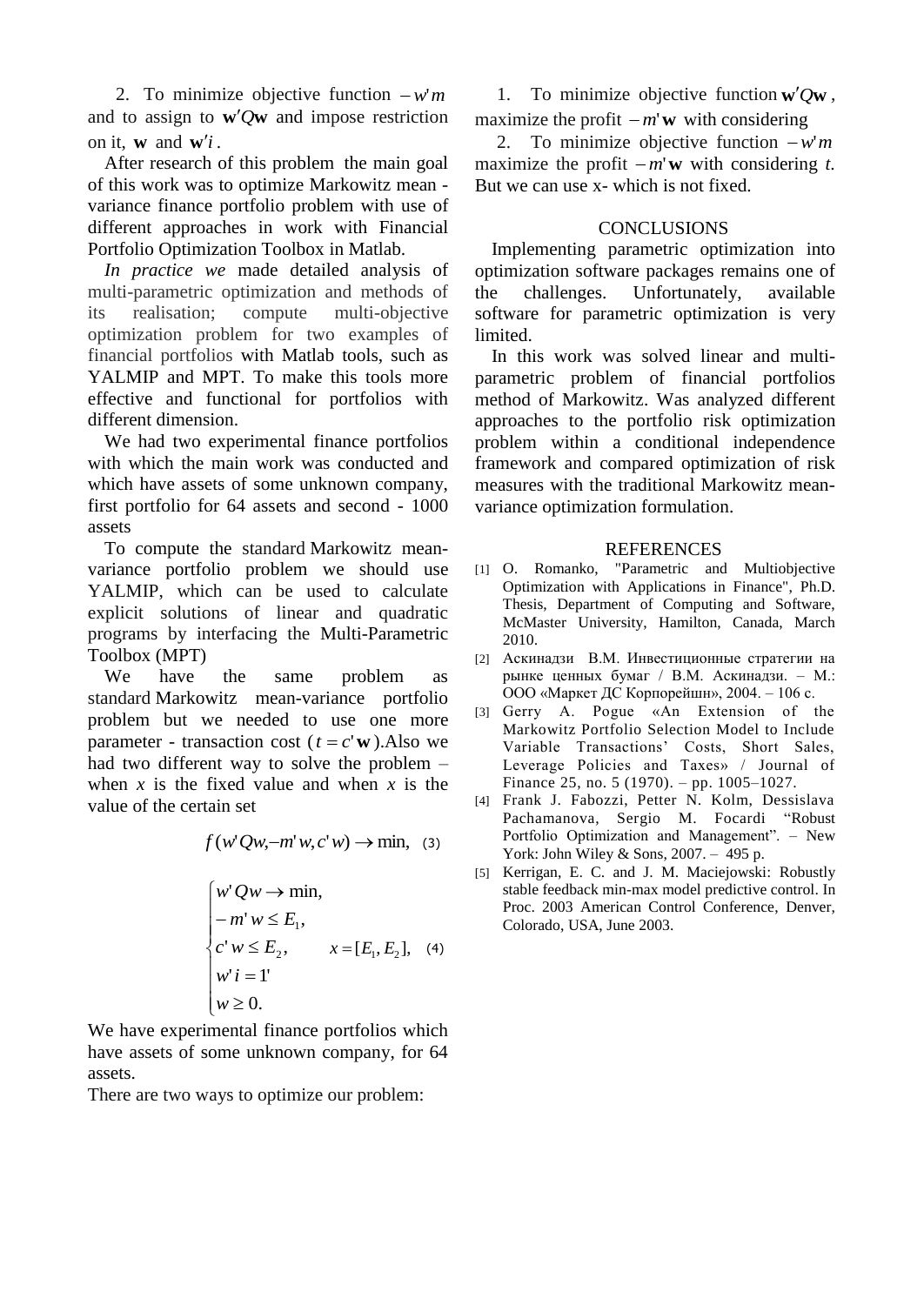2. To minimize objective function $-w'm$ and to assign to $\mathbf{w}'Q\mathbf{w}$ and impose restriction on it, $\mathbf{w}$ and $\mathbf{w}'i$.

After research of this problem the main goal of this work was to optimize Markowitz mean - variance finance portfolio problem with use of different approaches in work with Financial Portfolio Optimization Toolbox in Matlab.

*In practice we* made detailed analysis of multi-parametric optimization and methods of its realisation; compute multi-objective optimization problem for two examples of financial portfolios with Matlab tools, such as YALMIP and MPT. To make this tools more effective and functional for portfolios with different dimension.

We had two experimental finance portfolios with which the main work was conducted and which have assets of some unknown company, first portfolio for 64 assets and second - 1000 assets

To compute the standard Markowitz mean-variance portfolio problem we should use YALMIP, which can be used to calculate explicit solutions of linear and quadratic programs by interfacing the Multi-Parametric Toolbox (MPT)

We have the same problem as standard Markowitz mean-variance portfolio problem but we needed to use one more parameter - transaction cost ($t = c'\mathbf{w}$).Also we had two different way to solve the problem – when $x$ is the fixed value and when $x$ is the value of the certain set

$$f(w'Qw, -m'w, c'w) \to \min, \quad (3)$$

$$\begin{cases} w'Qw \to \min, \\ -m'w \le E_1, \\ c'w \le E_2, \qquad x = [E_1, E_2], \\ w'i = 1' \\ w \ge 0. \end{cases} \quad (4)$$

We have experimental finance portfolios which have assets of some unknown company, for 64 assets.

There are two ways to optimize our problem:

1. To minimize objective function $\mathbf{w}'Q\mathbf{w}$, maximize the profit $-m'\mathbf{w}$ with considering

2. To minimize objective function $-w'm$ maximize the profit $-m'\mathbf{w}$ with considering $t$. But we can use x- which is not fixed.

## CONCLUSIONS

Implementing parametric optimization into optimization software packages remains one of the challenges. Unfortunately, available software for parametric optimization is very limited.

In this work was solved linear and multi-parametric problem of financial portfolios method of Markowitz. Was analyzed different approaches to the portfolio risk optimization problem within a conditional independence framework and compared optimization of risk measures with the traditional Markowitz mean-variance optimization formulation.

## REFERENCES

[1] O. Romanko, "Parametric and Multiobjective Optimization with Applications in Finance", Ph.D. Thesis, Department of Computing and Software, McMaster University, Hamilton, Canada, March 2010.

[2] Аскинадзи В.М. Инвестиционные стратегии на рынке ценных бумаг / В.М. Аскинадзи. – М.: ООО «Маркет ДС Корпорейшн», 2004. – 106 с.

[3] Gerry A. Pogue «An Extension of the Markowitz Portfolio Selection Model to Include Variable Transactions' Costs, Short Sales, Leverage Policies and Taxes» / Journal of Finance 25, no. 5 (1970). – pp. 1005–1027.

[4] Frank J. Fabozzi, Petter N. Kolm, Dessislava Pachamanova, Sergio M. Focardi "Robust Portfolio Optimization and Management". – New York: John Wiley & Sons, 2007. – 495 p.

[5] Kerrigan, E. C. and J. M. Maciejowski: Robustly stable feedback min-max model predictive control. In Proc. 2003 American Control Conference, Denver, Colorado, USA, June 2003.